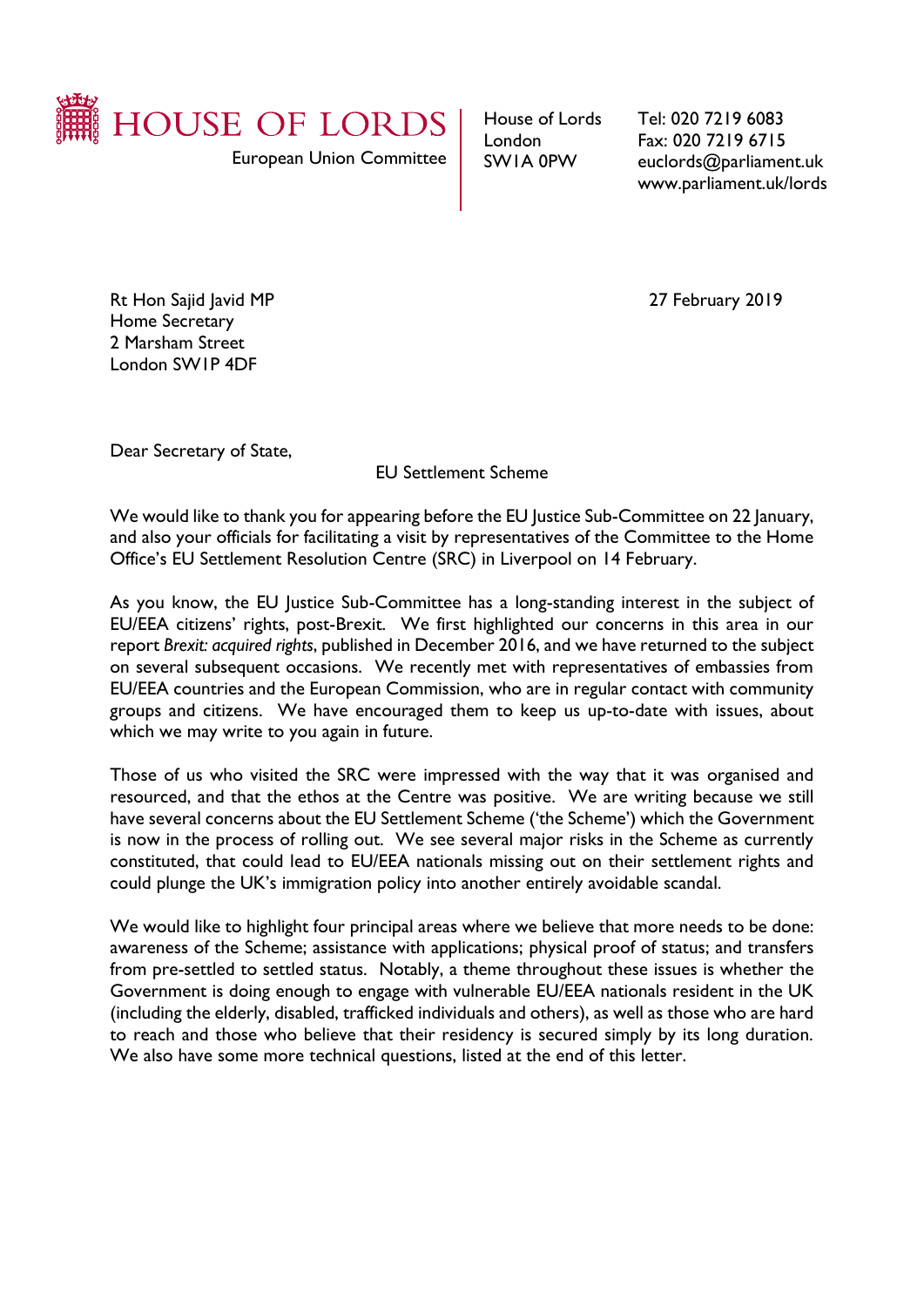# HOUSE OF LORDS

European Union Committee

House of Lords
London
SW1A 0PW

Tel: 020 7219 6083
Fax: 020 7219 6715
euclords@parliament.uk
www.parliament.uk/lords

Rt Hon Sajid Javid MP
Home Secretary
2 Marsham Street
London SW1P 4DF

27 February 2019

Dear Secretary of State,

EU Settlement Scheme

We would like to thank you for appearing before the EU Justice Sub-Committee on 22 January, and also your officials for facilitating a visit by representatives of the Committee to the Home Office's EU Settlement Resolution Centre (SRC) in Liverpool on 14 February.

As you know, the EU Justice Sub-Committee has a long-standing interest in the subject of EU/EEA citizens' rights, post-Brexit. We first highlighted our concerns in this area in our report *Brexit: acquired rights*, published in December 2016, and we have returned to the subject on several subsequent occasions. We recently met with representatives of embassies from EU/EEA countries and the European Commission, who are in regular contact with community groups and citizens. We have encouraged them to keep us up-to-date with issues, about which we may write to you again in future.

Those of us who visited the SRC were impressed with the way that it was organised and resourced, and that the ethos at the Centre was positive. We are writing because we still have several concerns about the EU Settlement Scheme ('the Scheme') which the Government is now in the process of rolling out. We see several major risks in the Scheme as currently constituted, that could lead to EU/EEA nationals missing out on their settlement rights and could plunge the UK's immigration policy into another entirely avoidable scandal.

We would like to highlight four principal areas where we believe that more needs to be done: awareness of the Scheme; assistance with applications; physical proof of status; and transfers from pre-settled to settled status. Notably, a theme throughout these issues is whether the Government is doing enough to engage with vulnerable EU/EEA nationals resident in the UK (including the elderly, disabled, trafficked individuals and others), as well as those who are hard to reach and those who believe that their residency is secured simply by its long duration. We also have some more technical questions, listed at the end of this letter.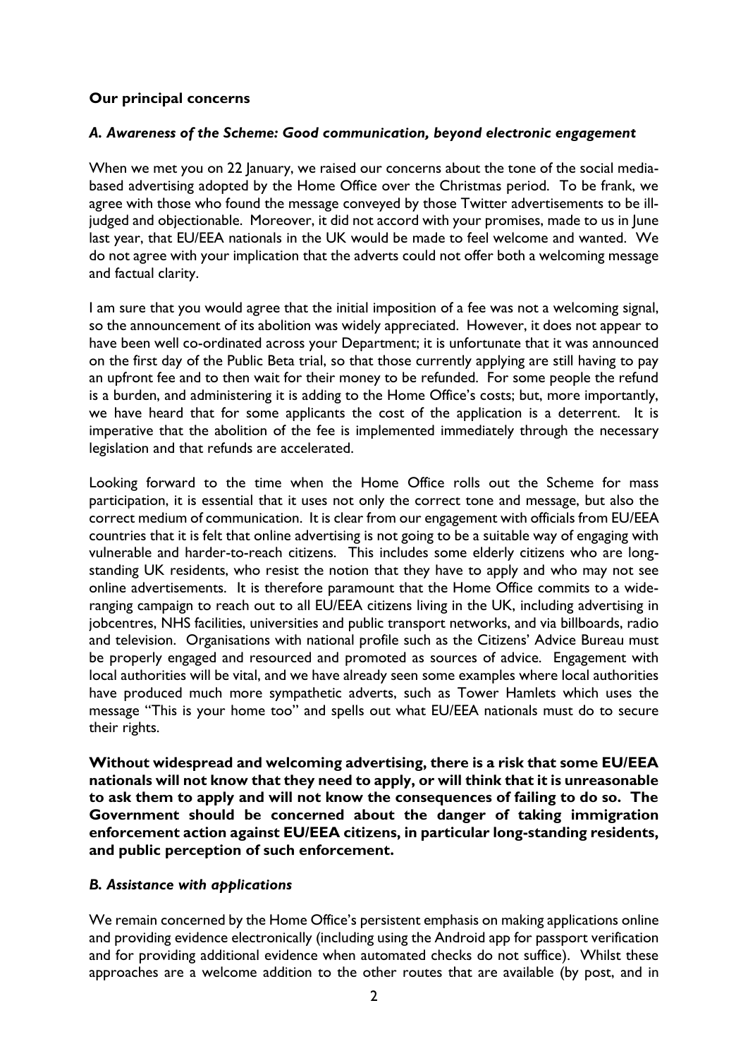## Our principal concerns

### *A. Awareness of the Scheme: Good communication, beyond electronic engagement*

When we met you on 22 January, we raised our concerns about the tone of the social media-based advertising adopted by the Home Office over the Christmas period. To be frank, we agree with those who found the message conveyed by those Twitter advertisements to be ill-judged and objectionable. Moreover, it did not accord with your promises, made to us in June last year, that EU/EEA nationals in the UK would be made to feel welcome and wanted. We do not agree with your implication that the adverts could not offer both a welcoming message and factual clarity.

I am sure that you would agree that the initial imposition of a fee was not a welcoming signal, so the announcement of its abolition was widely appreciated. However, it does not appear to have been well co-ordinated across your Department; it is unfortunate that it was announced on the first day of the Public Beta trial, so that those currently applying are still having to pay an upfront fee and to then wait for their money to be refunded. For some people the refund is a burden, and administering it is adding to the Home Office's costs; but, more importantly, we have heard that for some applicants the cost of the application is a deterrent. It is imperative that the abolition of the fee is implemented immediately through the necessary legislation and that refunds are accelerated.

Looking forward to the time when the Home Office rolls out the Scheme for mass participation, it is essential that it uses not only the correct tone and message, but also the correct medium of communication. It is clear from our engagement with officials from EU/EEA countries that it is felt that online advertising is not going to be a suitable way of engaging with vulnerable and harder-to-reach citizens. This includes some elderly citizens who are long-standing UK residents, who resist the notion that they have to apply and who may not see online advertisements. It is therefore paramount that the Home Office commits to a wide-ranging campaign to reach out to all EU/EEA citizens living in the UK, including advertising in jobcentres, NHS facilities, universities and public transport networks, and via billboards, radio and television. Organisations with national profile such as the Citizens' Advice Bureau must be properly engaged and resourced and promoted as sources of advice. Engagement with local authorities will be vital, and we have already seen some examples where local authorities have produced much more sympathetic adverts, such as Tower Hamlets which uses the message "This is your home too" and spells out what EU/EEA nationals must do to secure their rights.

**Without widespread and welcoming advertising, there is a risk that some EU/EEA nationals will not know that they need to apply, or will think that it is unreasonable to ask them to apply and will not know the consequences of failing to do so. The Government should be concerned about the danger of taking immigration enforcement action against EU/EEA citizens, in particular long-standing residents, and public perception of such enforcement.**

### *B. Assistance with applications*

We remain concerned by the Home Office's persistent emphasis on making applications online and providing evidence electronically (including using the Android app for passport verification and for providing additional evidence when automated checks do not suffice). Whilst these approaches are a welcome addition to the other routes that are available (by post, and in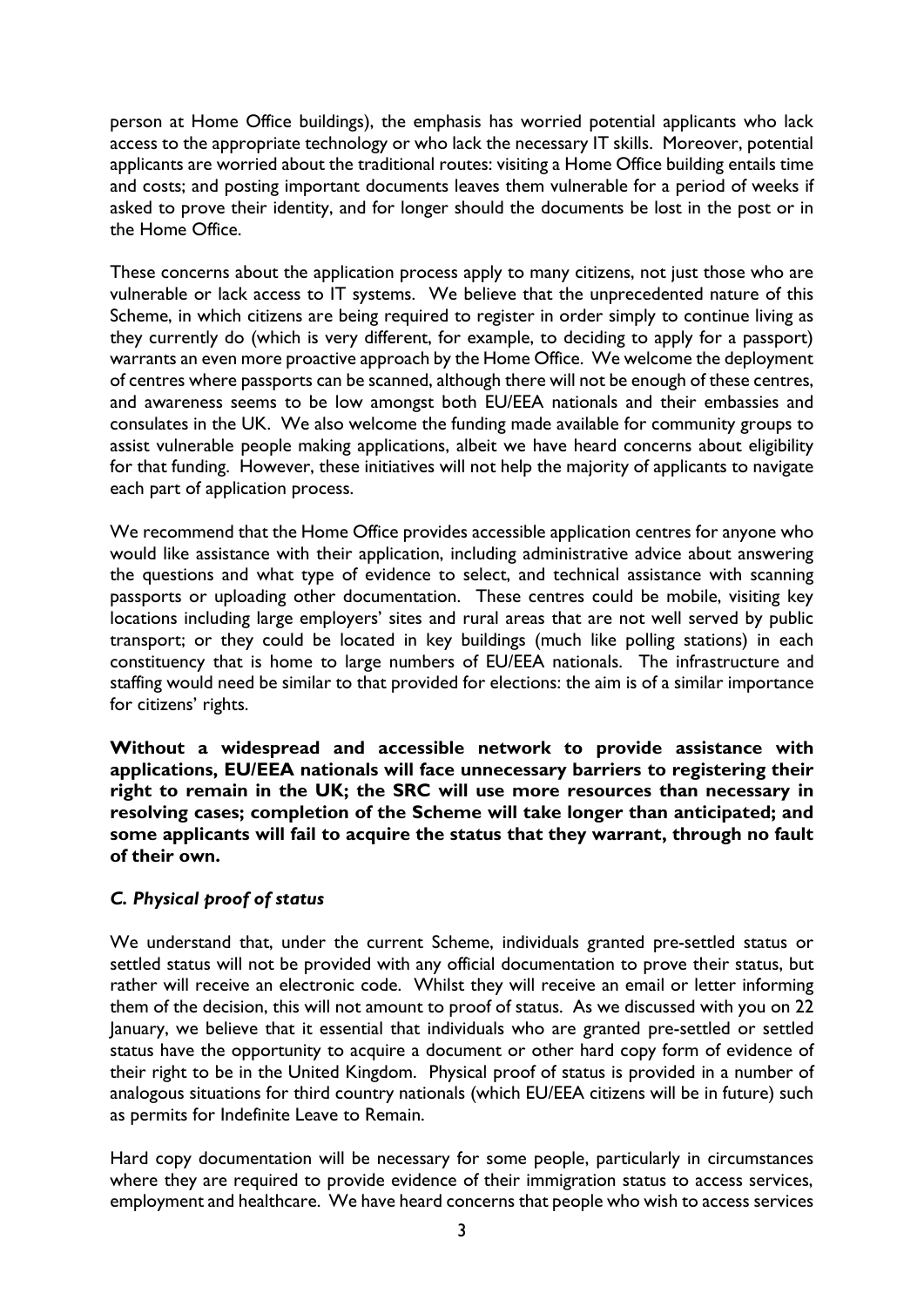person at Home Office buildings), the emphasis has worried potential applicants who lack access to the appropriate technology or who lack the necessary IT skills. Moreover, potential applicants are worried about the traditional routes: visiting a Home Office building entails time and costs; and posting important documents leaves them vulnerable for a period of weeks if asked to prove their identity, and for longer should the documents be lost in the post or in the Home Office.

These concerns about the application process apply to many citizens, not just those who are vulnerable or lack access to IT systems. We believe that the unprecedented nature of this Scheme, in which citizens are being required to register in order simply to continue living as they currently do (which is very different, for example, to deciding to apply for a passport) warrants an even more proactive approach by the Home Office. We welcome the deployment of centres where passports can be scanned, although there will not be enough of these centres, and awareness seems to be low amongst both EU/EEA nationals and their embassies and consulates in the UK. We also welcome the funding made available for community groups to assist vulnerable people making applications, albeit we have heard concerns about eligibility for that funding. However, these initiatives will not help the majority of applicants to navigate each part of application process.

We recommend that the Home Office provides accessible application centres for anyone who would like assistance with their application, including administrative advice about answering the questions and what type of evidence to select, and technical assistance with scanning passports or uploading other documentation. These centres could be mobile, visiting key locations including large employers' sites and rural areas that are not well served by public transport; or they could be located in key buildings (much like polling stations) in each constituency that is home to large numbers of EU/EEA nationals. The infrastructure and staffing would need be similar to that provided for elections: the aim is of a similar importance for citizens' rights.

**Without a widespread and accessible network to provide assistance with applications, EU/EEA nationals will face unnecessary barriers to registering their right to remain in the UK; the SRC will use more resources than necessary in resolving cases; completion of the Scheme will take longer than anticipated; and some applicants will fail to acquire the status that they warrant, through no fault of their own.**

### *C. Physical proof of status*

We understand that, under the current Scheme, individuals granted pre-settled status or settled status will not be provided with any official documentation to prove their status, but rather will receive an electronic code. Whilst they will receive an email or letter informing them of the decision, this will not amount to proof of status. As we discussed with you on 22 January, we believe that it essential that individuals who are granted pre-settled or settled status have the opportunity to acquire a document or other hard copy form of evidence of their right to be in the United Kingdom. Physical proof of status is provided in a number of analogous situations for third country nationals (which EU/EEA citizens will be in future) such as permits for Indefinite Leave to Remain.

Hard copy documentation will be necessary for some people, particularly in circumstances where they are required to provide evidence of their immigration status to access services, employment and healthcare. We have heard concerns that people who wish to access services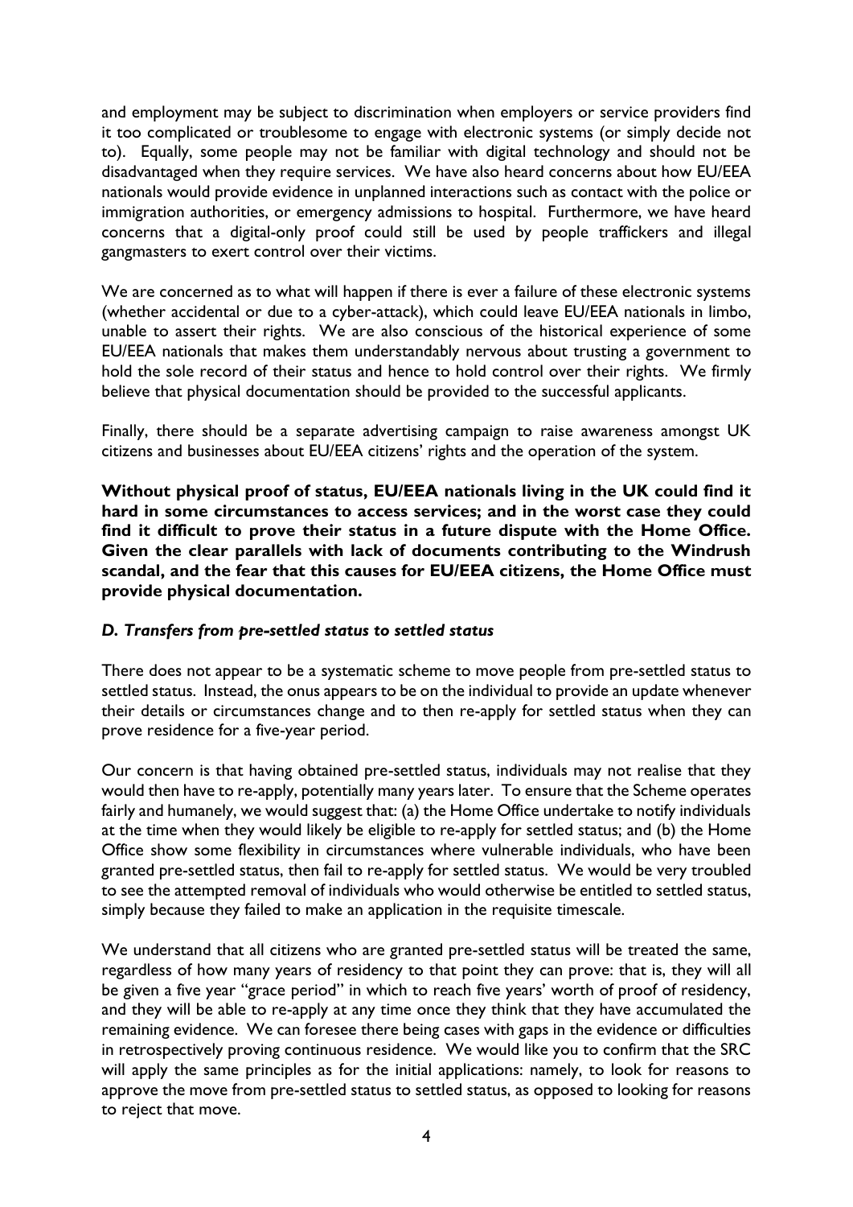and employment may be subject to discrimination when employers or service providers find it too complicated or troublesome to engage with electronic systems (or simply decide not to). Equally, some people may not be familiar with digital technology and should not be disadvantaged when they require services. We have also heard concerns about how EU/EEA nationals would provide evidence in unplanned interactions such as contact with the police or immigration authorities, or emergency admissions to hospital. Furthermore, we have heard concerns that a digital-only proof could still be used by people traffickers and illegal gangmasters to exert control over their victims.

We are concerned as to what will happen if there is ever a failure of these electronic systems (whether accidental or due to a cyber-attack), which could leave EU/EEA nationals in limbo, unable to assert their rights. We are also conscious of the historical experience of some EU/EEA nationals that makes them understandably nervous about trusting a government to hold the sole record of their status and hence to hold control over their rights. We firmly believe that physical documentation should be provided to the successful applicants.

Finally, there should be a separate advertising campaign to raise awareness amongst UK citizens and businesses about EU/EEA citizens' rights and the operation of the system.

**Without physical proof of status, EU/EEA nationals living in the UK could find it hard in some circumstances to access services; and in the worst case they could find it difficult to prove their status in a future dispute with the Home Office. Given the clear parallels with lack of documents contributing to the Windrush scandal, and the fear that this causes for EU/EEA citizens, the Home Office must provide physical documentation.**

### *D. Transfers from pre-settled status to settled status*

There does not appear to be a systematic scheme to move people from pre-settled status to settled status. Instead, the onus appears to be on the individual to provide an update whenever their details or circumstances change and to then re-apply for settled status when they can prove residence for a five-year period.

Our concern is that having obtained pre-settled status, individuals may not realise that they would then have to re-apply, potentially many years later. To ensure that the Scheme operates fairly and humanely, we would suggest that: (a) the Home Office undertake to notify individuals at the time when they would likely be eligible to re-apply for settled status; and (b) the Home Office show some flexibility in circumstances where vulnerable individuals, who have been granted pre-settled status, then fail to re-apply for settled status. We would be very troubled to see the attempted removal of individuals who would otherwise be entitled to settled status, simply because they failed to make an application in the requisite timescale.

We understand that all citizens who are granted pre-settled status will be treated the same, regardless of how many years of residency to that point they can prove: that is, they will all be given a five year "grace period" in which to reach five years' worth of proof of residency, and they will be able to re-apply at any time once they think that they have accumulated the remaining evidence. We can foresee there being cases with gaps in the evidence or difficulties in retrospectively proving continuous residence. We would like you to confirm that the SRC will apply the same principles as for the initial applications: namely, to look for reasons to approve the move from pre-settled status to settled status, as opposed to looking for reasons to reject that move.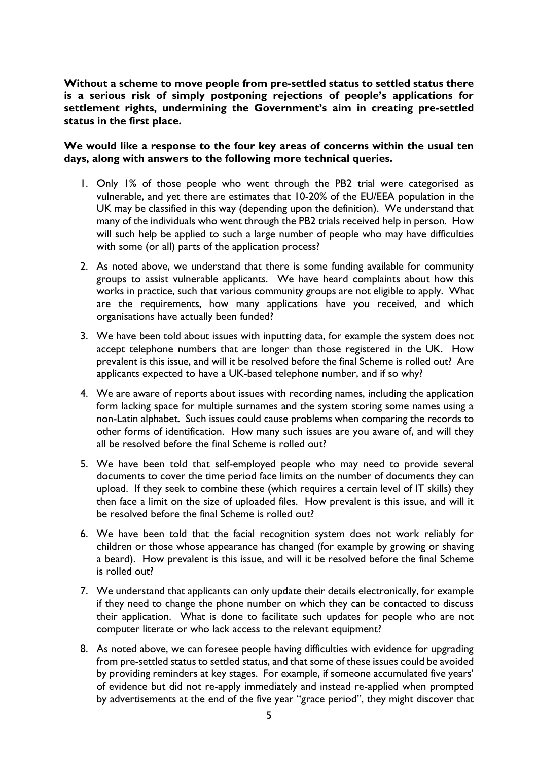**Without a scheme to move people from pre-settled status to settled status there is a serious risk of simply postponing rejections of people's applications for settlement rights, undermining the Government's aim in creating pre-settled status in the first place.**

**We would like a response to the four key areas of concerns within the usual ten days, along with answers to the following more technical queries.**

1. Only 1% of those people who went through the PB2 trial were categorised as vulnerable, and yet there are estimates that 10-20% of the EU/EEA population in the UK may be classified in this way (depending upon the definition). We understand that many of the individuals who went through the PB2 trials received help in person. How will such help be applied to such a large number of people who may have difficulties with some (or all) parts of the application process?
2. As noted above, we understand that there is some funding available for community groups to assist vulnerable applicants. We have heard complaints about how this works in practice, such that various community groups are not eligible to apply. What are the requirements, how many applications have you received, and which organisations have actually been funded?
3. We have been told about issues with inputting data, for example the system does not accept telephone numbers that are longer than those registered in the UK. How prevalent is this issue, and will it be resolved before the final Scheme is rolled out? Are applicants expected to have a UK-based telephone number, and if so why?
4. We are aware of reports about issues with recording names, including the application form lacking space for multiple surnames and the system storing some names using a non-Latin alphabet. Such issues could cause problems when comparing the records to other forms of identification. How many such issues are you aware of, and will they all be resolved before the final Scheme is rolled out?
5. We have been told that self-employed people who may need to provide several documents to cover the time period face limits on the number of documents they can upload. If they seek to combine these (which requires a certain level of IT skills) they then face a limit on the size of uploaded files. How prevalent is this issue, and will it be resolved before the final Scheme is rolled out?
6. We have been told that the facial recognition system does not work reliably for children or those whose appearance has changed (for example by growing or shaving a beard). How prevalent is this issue, and will it be resolved before the final Scheme is rolled out?
7. We understand that applicants can only update their details electronically, for example if they need to change the phone number on which they can be contacted to discuss their application. What is done to facilitate such updates for people who are not computer literate or who lack access to the relevant equipment?
8. As noted above, we can foresee people having difficulties with evidence for upgrading from pre-settled status to settled status, and that some of these issues could be avoided by providing reminders at key stages. For example, if someone accumulated five years' of evidence but did not re-apply immediately and instead re-applied when prompted by advertisements at the end of the five year "grace period", they might discover that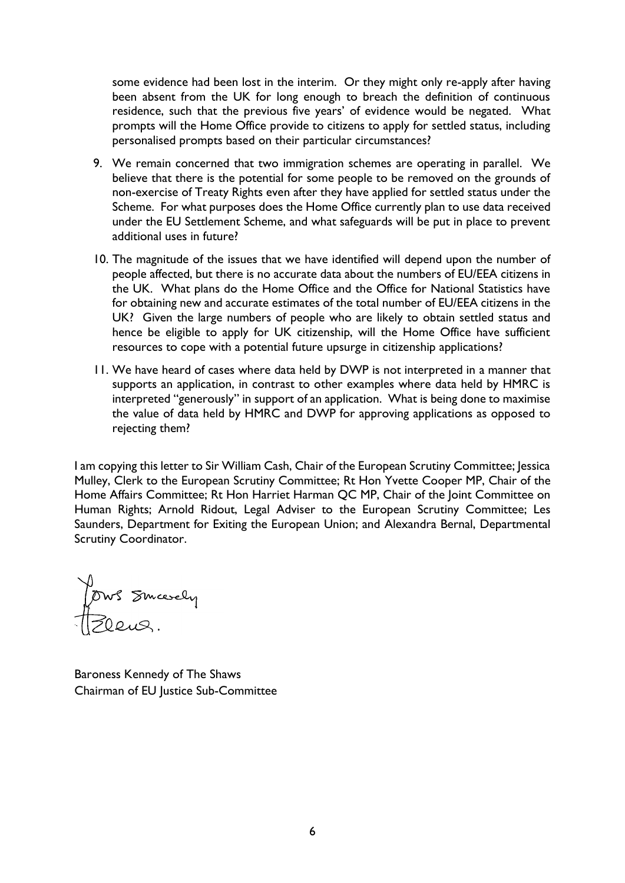some evidence had been lost in the interim. Or they might only re-apply after having been absent from the UK for long enough to breach the definition of continuous residence, such that the previous five years' of evidence would be negated. What prompts will the Home Office provide to citizens to apply for settled status, including personalised prompts based on their particular circumstances?

9. We remain concerned that two immigration schemes are operating in parallel. We believe that there is the potential for some people to be removed on the grounds of non-exercise of Treaty Rights even after they have applied for settled status under the Scheme. For what purposes does the Home Office currently plan to use data received under the EU Settlement Scheme, and what safeguards will be put in place to prevent additional uses in future?

10. The magnitude of the issues that we have identified will depend upon the number of people affected, but there is no accurate data about the numbers of EU/EEA citizens in the UK. What plans do the Home Office and the Office for National Statistics have for obtaining new and accurate estimates of the total number of EU/EEA citizens in the UK? Given the large numbers of people who are likely to obtain settled status and hence be eligible to apply for UK citizenship, will the Home Office have sufficient resources to cope with a potential future upsurge in citizenship applications?

11. We have heard of cases where data held by DWP is not interpreted in a manner that supports an application, in contrast to other examples where data held by HMRC is interpreted "generously" in support of an application. What is being done to maximise the value of data held by HMRC and DWP for approving applications as opposed to rejecting them?

I am copying this letter to Sir William Cash, Chair of the European Scrutiny Committee; Jessica Mulley, Clerk to the European Scrutiny Committee; Rt Hon Yvette Cooper MP, Chair of the Home Affairs Committee; Rt Hon Harriet Harman QC MP, Chair of the Joint Committee on Human Rights; Arnold Ridout, Legal Adviser to the European Scrutiny Committee; Les Saunders, Department for Exiting the European Union; and Alexandra Bernal, Departmental Scrutiny Coordinator.

Yours Sincerely
Helena.

Baroness Kennedy of The Shaws
Chairman of EU Justice Sub-Committee